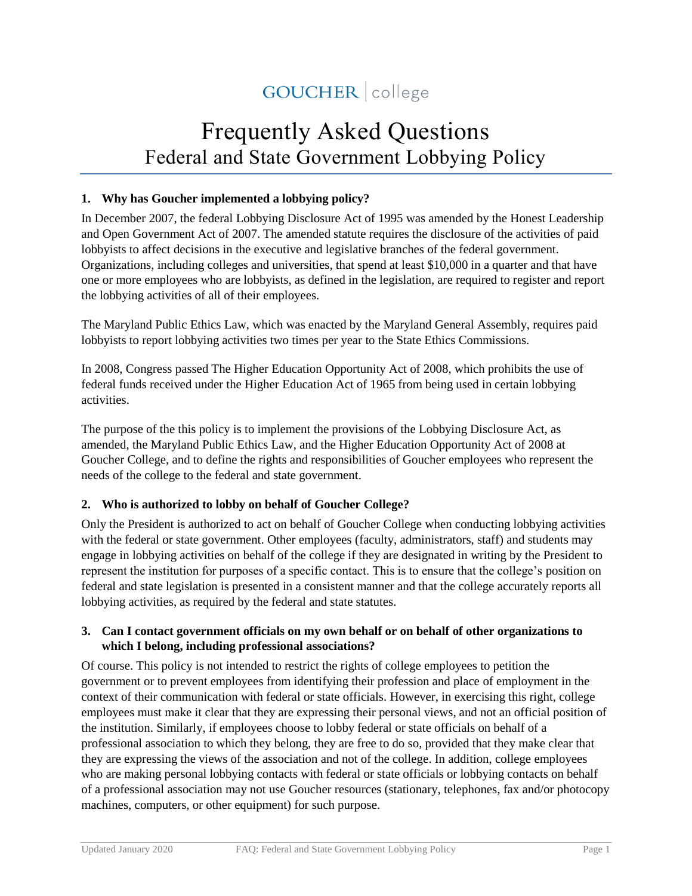GOUCHER | college

# Frequently Asked Questions
## Federal and State Government Lobbying Policy

**1. Why has Goucher implemented a lobbying policy?**

In December 2007, the federal Lobbying Disclosure Act of 1995 was amended by the Honest Leadership and Open Government Act of 2007. The amended statute requires the disclosure of the activities of paid lobbyists to affect decisions in the executive and legislative branches of the federal government. Organizations, including colleges and universities, that spend at least $10,000 in a quarter and that have one or more employees who are lobbyists, as defined in the legislation, are required to register and report the lobbying activities of all of their employees.

The Maryland Public Ethics Law, which was enacted by the Maryland General Assembly, requires paid lobbyists to report lobbying activities two times per year to the State Ethics Commissions.

In 2008, Congress passed The Higher Education Opportunity Act of 2008, which prohibits the use of federal funds received under the Higher Education Act of 1965 from being used in certain lobbying activities.

The purpose of the this policy is to implement the provisions of the Lobbying Disclosure Act, as amended, the Maryland Public Ethics Law, and the Higher Education Opportunity Act of 2008 at Goucher College, and to define the rights and responsibilities of Goucher employees who represent the needs of the college to the federal and state government.

**2. Who is authorized to lobby on behalf of Goucher College?**

Only the President is authorized to act on behalf of Goucher College when conducting lobbying activities with the federal or state government. Other employees (faculty, administrators, staff) and students may engage in lobbying activities on behalf of the college if they are designated in writing by the President to represent the institution for purposes of a specific contact. This is to ensure that the college's position on federal and state legislation is presented in a consistent manner and that the college accurately reports all lobbying activities, as required by the federal and state statutes.

**3. Can I contact government officials on my own behalf or on behalf of other organizations to which I belong, including professional associations?**

Of course. This policy is not intended to restrict the rights of college employees to petition the government or to prevent employees from identifying their profession and place of employment in the context of their communication with federal or state officials. However, in exercising this right, college employees must make it clear that they are expressing their personal views, and not an official position of the institution. Similarly, if employees choose to lobby federal or state officials on behalf of a professional association to which they belong, they are free to do so, provided that they make clear that they are expressing the views of the association and not of the college. In addition, college employees who are making personal lobbying contacts with federal or state officials or lobbying contacts on behalf of a professional association may not use Goucher resources (stationary, telephones, fax and/or photocopy machines, computers, or other equipment) for such purpose.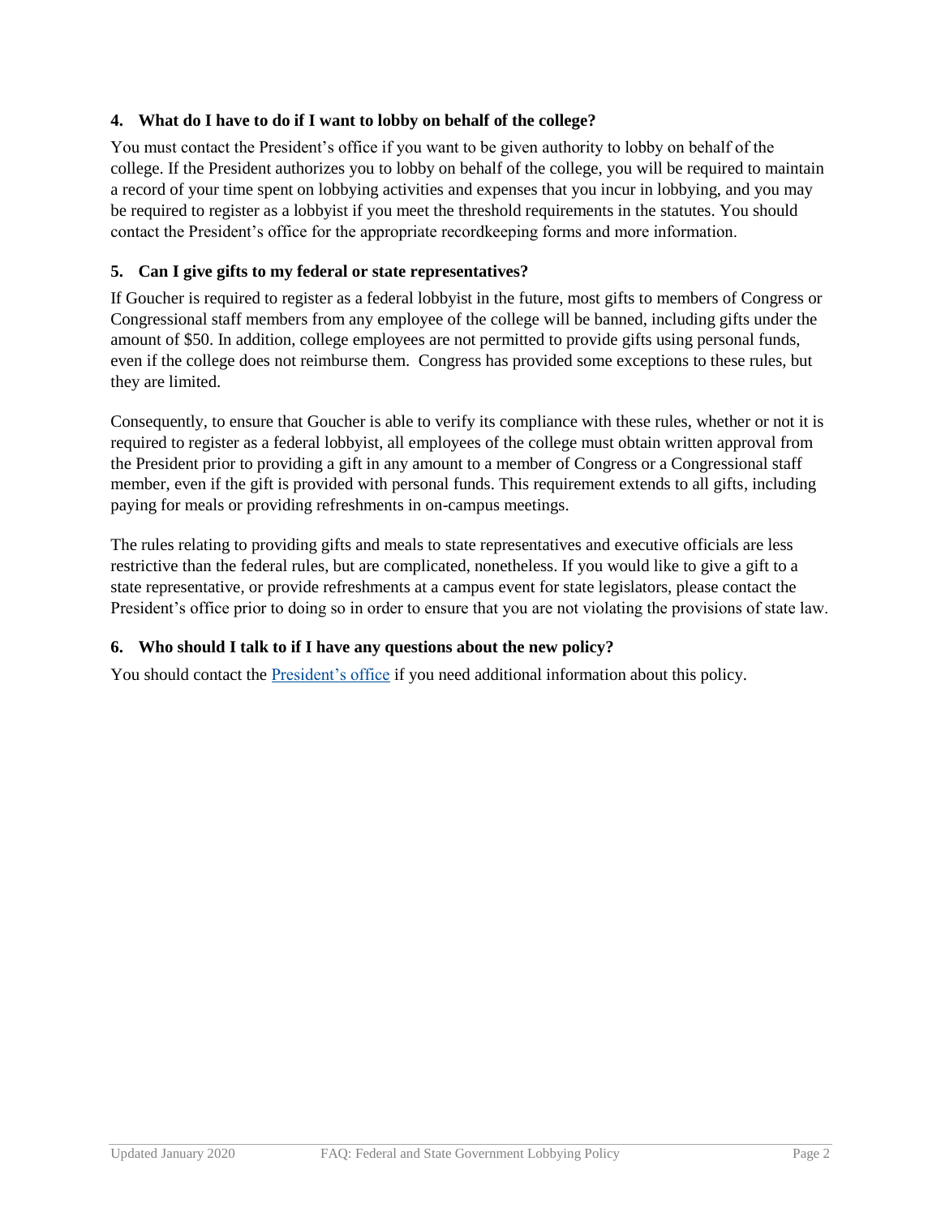**4. What do I have to do if I want to lobby on behalf of the college?**

You must contact the President's office if you want to be given authority to lobby on behalf of the college. If the President authorizes you to lobby on behalf of the college, you will be required to maintain a record of your time spent on lobbying activities and expenses that you incur in lobbying, and you may be required to register as a lobbyist if you meet the threshold requirements in the statutes. You should contact the President's office for the appropriate recordkeeping forms and more information.

**5. Can I give gifts to my federal or state representatives?**

If Goucher is required to register as a federal lobbyist in the future, most gifts to members of Congress or Congressional staff members from any employee of the college will be banned, including gifts under the amount of $50. In addition, college employees are not permitted to provide gifts using personal funds, even if the college does not reimburse them. Congress has provided some exceptions to these rules, but they are limited.

Consequently, to ensure that Goucher is able to verify its compliance with these rules, whether or not it is required to register as a federal lobbyist, all employees of the college must obtain written approval from the President prior to providing a gift in any amount to a member of Congress or a Congressional staff member, even if the gift is provided with personal funds. This requirement extends to all gifts, including paying for meals or providing refreshments in on-campus meetings.

The rules relating to providing gifts and meals to state representatives and executive officials are less restrictive than the federal rules, but are complicated, nonetheless. If you would like to give a gift to a state representative, or provide refreshments at a campus event for state legislators, please contact the President's office prior to doing so in order to ensure that you are not violating the provisions of state law.

**6. Who should I talk to if I have any questions about the new policy?**

You should contact the President's office if you need additional information about this policy.